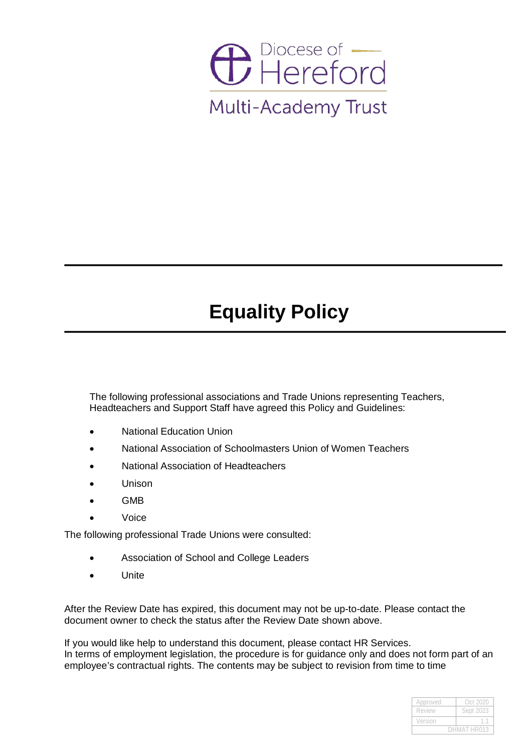Diocese of Hereford

Multi-Academy Trust

# Equality Policy

The following professional associations and Trade Unions representing Teachers, Headteachers and Support Staff have agreed this Policy and Guidelines:

- National Education Union
- National Association of Schoolmasters Union of Women Teachers
- National Association of Headteachers
- Unison
- GMB
- Voice

The following professional Trade Unions were consulted:

- Association of School and College Leaders
- Unite

After the Review Date has expired, this document may not be up-to-date. Please contact the document owner to check the status after the Review Date shown above.

If you would like help to understand this document, please contact HR Services.
In terms of employment legislation, the procedure is for guidance only and does not form part of an employee's contractual rights. The contents may be subject to revision from time to time

| Approved | Oct 2020 |
|---|---|
| Review | Sept 2023 |
| Version | 1.1 |
| DHMAT HR013 | |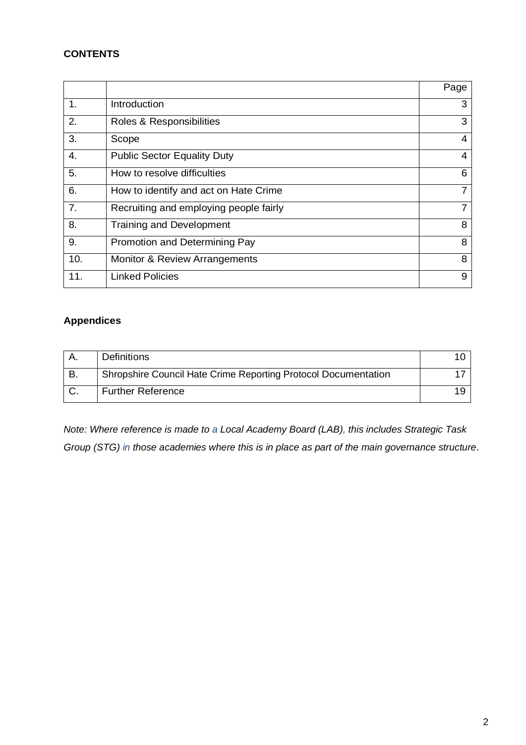**CONTENTS**

| | | Page |
|---|---|---|
| 1. | Introduction | 3 |
| 2. | Roles & Responsibilities | 3 |
| 3. | Scope | 4 |
| 4. | Public Sector Equality Duty | 4 |
| 5. | How to resolve difficulties | 6 |
| 6. | How to identify and act on Hate Crime | 7 |
| 7. | Recruiting and employing people fairly | 7 |
| 8. | Training and Development | 8 |
| 9. | Promotion and Determining Pay | 8 |
| 10. | Monitor & Review Arrangements | 8 |
| 11. | Linked Policies | 9 |

**Appendices**

| | | |
|---|---|---|
| A. | Definitions | 10 |
| B. | Shropshire Council Hate Crime Reporting Protocol Documentation | 17 |
| C. | Further Reference | 19 |

*Note: Where reference is made to a Local Academy Board (LAB), this includes Strategic Task Group (STG) in those academies where this is in place as part of the main governance structure*.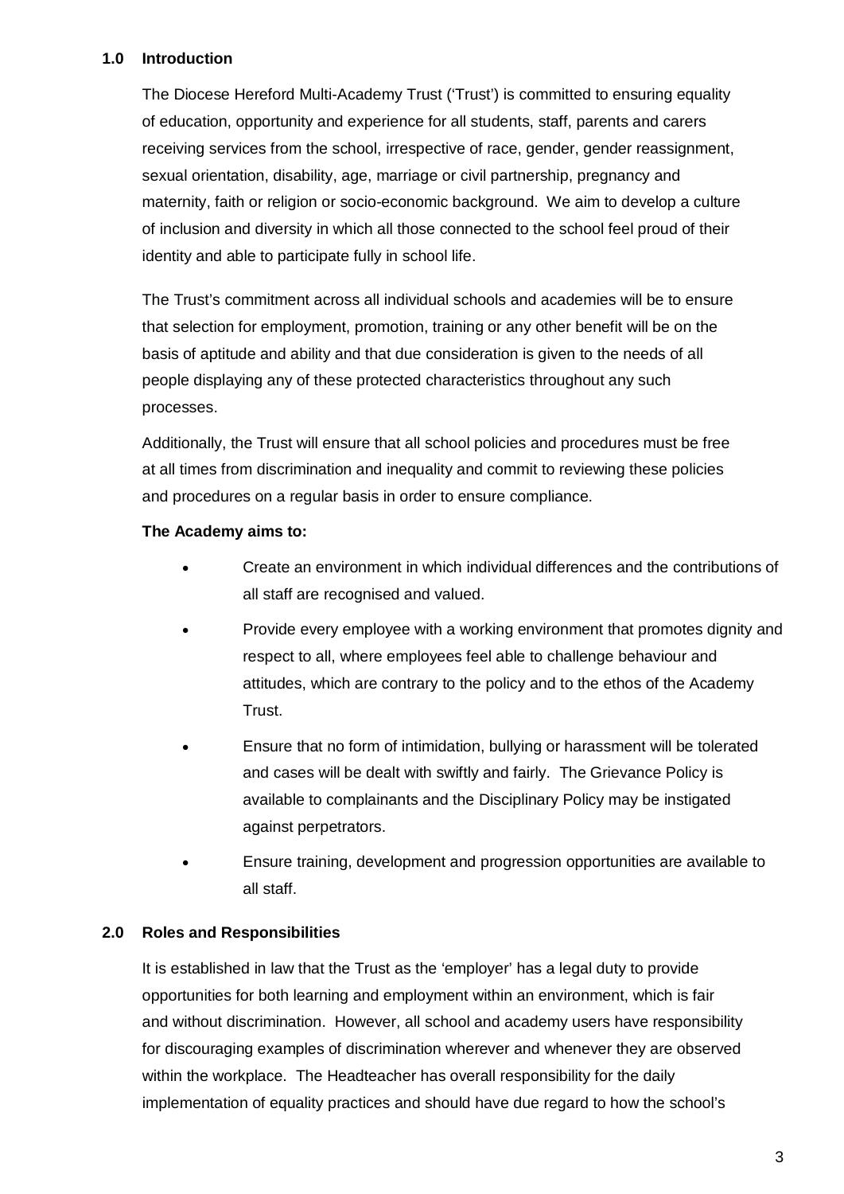## 1.0 Introduction

The Diocese Hereford Multi-Academy Trust ('Trust') is committed to ensuring equality of education, opportunity and experience for all students, staff, parents and carers receiving services from the school, irrespective of race, gender, gender reassignment, sexual orientation, disability, age, marriage or civil partnership, pregnancy and maternity, faith or religion or socio-economic background. We aim to develop a culture of inclusion and diversity in which all those connected to the school feel proud of their identity and able to participate fully in school life.

The Trust's commitment across all individual schools and academies will be to ensure that selection for employment, promotion, training or any other benefit will be on the basis of aptitude and ability and that due consideration is given to the needs of all people displaying any of these protected characteristics throughout any such processes.

Additionally, the Trust will ensure that all school policies and procedures must be free at all times from discrimination and inequality and commit to reviewing these policies and procedures on a regular basis in order to ensure compliance.

**The Academy aims to:**

- Create an environment in which individual differences and the contributions of all staff are recognised and valued.
- Provide every employee with a working environment that promotes dignity and respect to all, where employees feel able to challenge behaviour and attitudes, which are contrary to the policy and to the ethos of the Academy Trust.
- Ensure that no form of intimidation, bullying or harassment will be tolerated and cases will be dealt with swiftly and fairly. The Grievance Policy is available to complainants and the Disciplinary Policy may be instigated against perpetrators.
- Ensure training, development and progression opportunities are available to all staff.

## 2.0 Roles and Responsibilities

It is established in law that the Trust as the 'employer' has a legal duty to provide opportunities for both learning and employment within an environment, which is fair and without discrimination. However, all school and academy users have responsibility for discouraging examples of discrimination wherever and whenever they are observed within the workplace. The Headteacher has overall responsibility for the daily implementation of equality practices and should have due regard to how the school's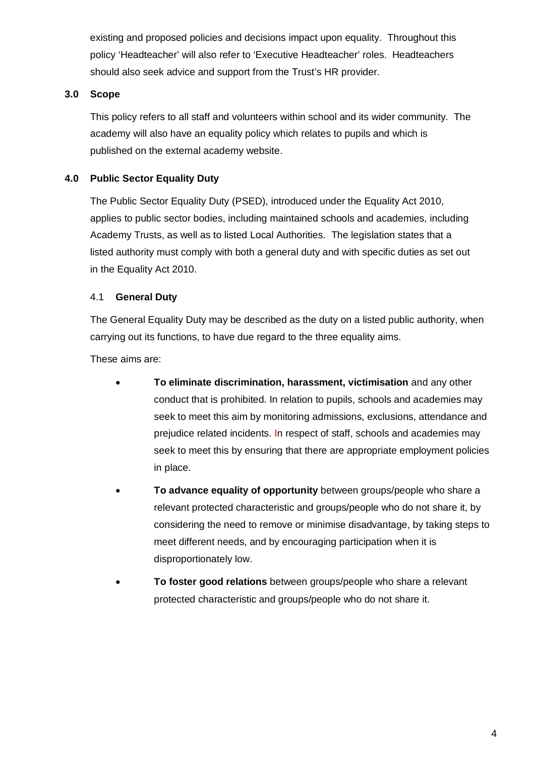existing and proposed policies and decisions impact upon equality. Throughout this policy 'Headteacher' will also refer to 'Executive Headteacher' roles. Headteachers should also seek advice and support from the Trust's HR provider.

## 3.0 Scope

This policy refers to all staff and volunteers within school and its wider community. The academy will also have an equality policy which relates to pupils and which is published on the external academy website.

## 4.0 Public Sector Equality Duty

The Public Sector Equality Duty (PSED), introduced under the Equality Act 2010, applies to public sector bodies, including maintained schools and academies, including Academy Trusts, as well as to listed Local Authorities. The legislation states that a listed authority must comply with both a general duty and with specific duties as set out in the Equality Act 2010.

### 4.1 General Duty

The General Equality Duty may be described as the duty on a listed public authority, when carrying out its functions, to have due regard to the three equality aims.

These aims are:

- **To eliminate discrimination, harassment, victimisation** and any other conduct that is prohibited. In relation to pupils, schools and academies may seek to meet this aim by monitoring admissions, exclusions, attendance and prejudice related incidents. In respect of staff, schools and academies may seek to meet this by ensuring that there are appropriate employment policies in place.
- **To advance equality of opportunity** between groups/people who share a relevant protected characteristic and groups/people who do not share it, by considering the need to remove or minimise disadvantage, by taking steps to meet different needs, and by encouraging participation when it is disproportionately low.
- **To foster good relations** between groups/people who share a relevant protected characteristic and groups/people who do not share it.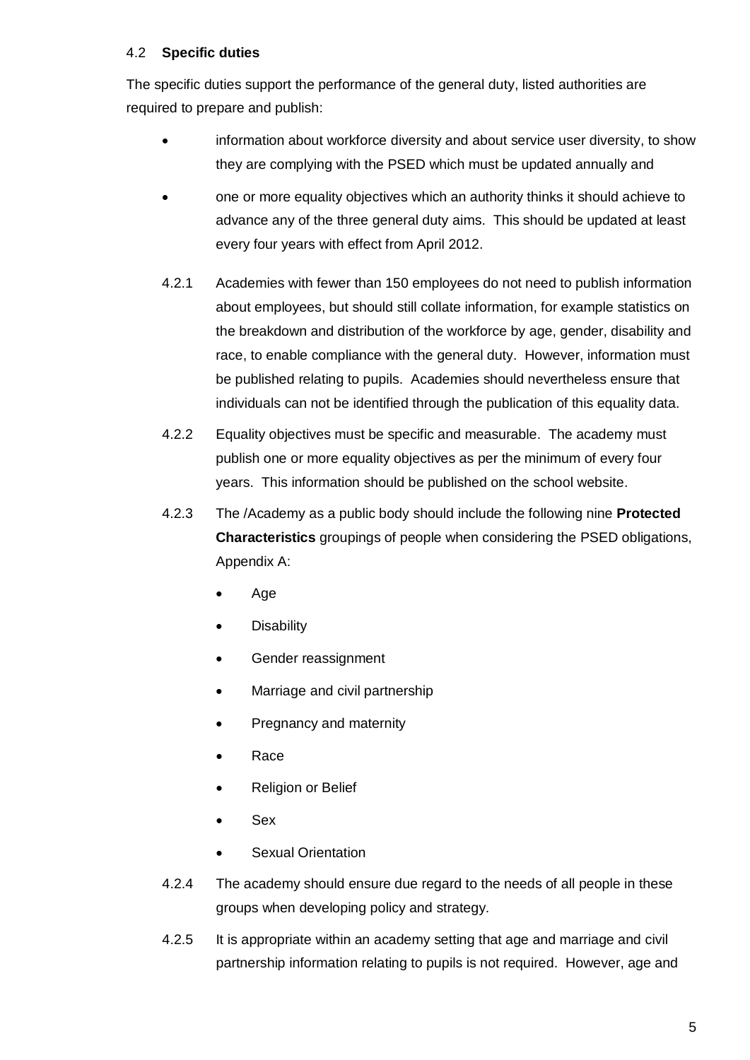### 4.2 **Specific duties**

The specific duties support the performance of the general duty, listed authorities are required to prepare and publish:

- information about workforce diversity and about service user diversity, to show they are complying with the PSED which must be updated annually and
- one or more equality objectives which an authority thinks it should achieve to advance any of the three general duty aims. This should be updated at least every four years with effect from April 2012.

4.2.1 Academies with fewer than 150 employees do not need to publish information about employees, but should still collate information, for example statistics on the breakdown and distribution of the workforce by age, gender, disability and race, to enable compliance with the general duty. However, information must be published relating to pupils. Academies should nevertheless ensure that individuals can not be identified through the publication of this equality data.

4.2.2 Equality objectives must be specific and measurable. The academy must publish one or more equality objectives as per the minimum of every four years. This information should be published on the school website.

4.2.3 The /Academy as a public body should include the following nine **Protected Characteristics** groupings of people when considering the PSED obligations, Appendix A:

- Age
- Disability
- Gender reassignment
- Marriage and civil partnership
- Pregnancy and maternity
- Race
- Religion or Belief
- Sex
- Sexual Orientation

4.2.4 The academy should ensure due regard to the needs of all people in these groups when developing policy and strategy.

4.2.5 It is appropriate within an academy setting that age and marriage and civil partnership information relating to pupils is not required. However, age and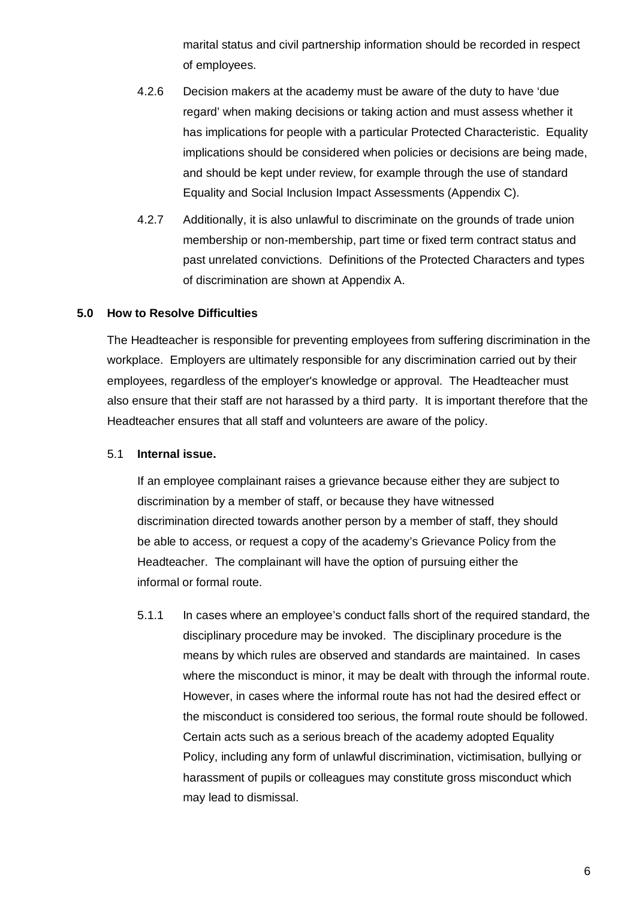marital status and civil partnership information should be recorded in respect of employees.

4.2.6 Decision makers at the academy must be aware of the duty to have 'due regard' when making decisions or taking action and must assess whether it has implications for people with a particular Protected Characteristic. Equality implications should be considered when policies or decisions are being made, and should be kept under review, for example through the use of standard Equality and Social Inclusion Impact Assessments (Appendix C).

4.2.7 Additionally, it is also unlawful to discriminate on the grounds of trade union membership or non-membership, part time or fixed term contract status and past unrelated convictions. Definitions of the Protected Characters and types of discrimination are shown at Appendix A.

## 5.0 How to Resolve Difficulties

The Headteacher is responsible for preventing employees from suffering discrimination in the workplace. Employers are ultimately responsible for any discrimination carried out by their employees, regardless of the employer's knowledge or approval. The Headteacher must also ensure that their staff are not harassed by a third party. It is important therefore that the Headteacher ensures that all staff and volunteers are aware of the policy.

### 5.1 Internal issue.

If an employee complainant raises a grievance because either they are subject to discrimination by a member of staff, or because they have witnessed discrimination directed towards another person by a member of staff, they should be able to access, or request a copy of the academy's Grievance Policy from the Headteacher. The complainant will have the option of pursuing either the informal or formal route.

5.1.1 In cases where an employee's conduct falls short of the required standard, the disciplinary procedure may be invoked. The disciplinary procedure is the means by which rules are observed and standards are maintained. In cases where the misconduct is minor, it may be dealt with through the informal route. However, in cases where the informal route has not had the desired effect or the misconduct is considered too serious, the formal route should be followed. Certain acts such as a serious breach of the academy adopted Equality Policy, including any form of unlawful discrimination, victimisation, bullying or harassment of pupils or colleagues may constitute gross misconduct which may lead to dismissal.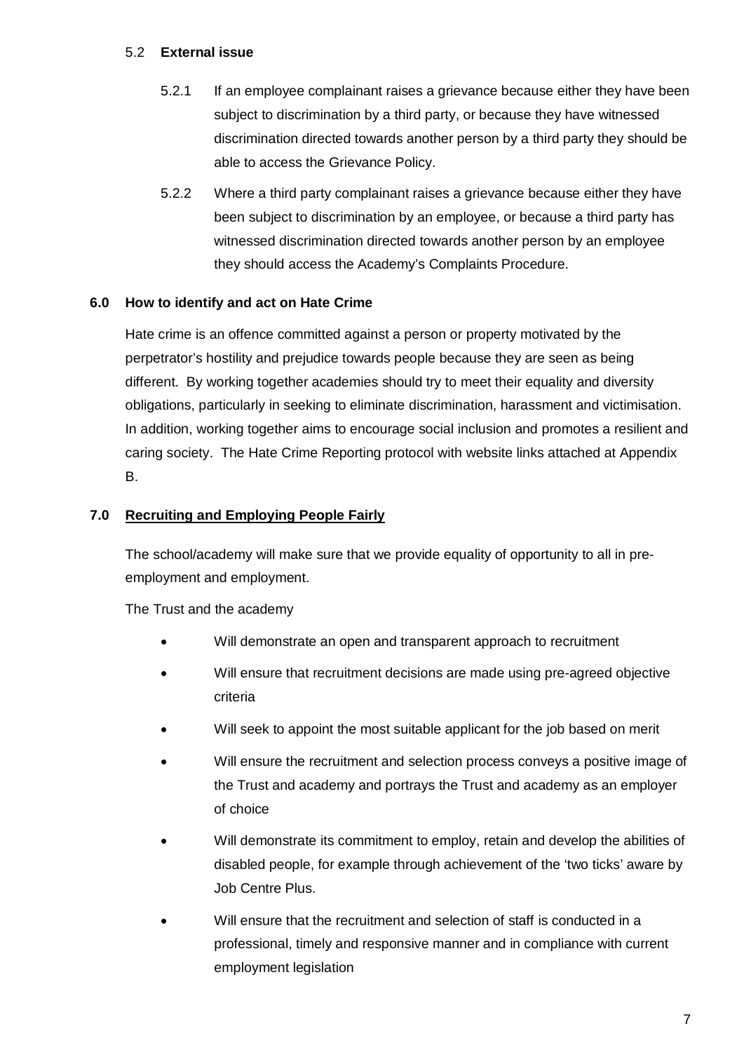### 5.2 **External issue**

5.2.1 If an employee complainant raises a grievance because either they have been subject to discrimination by a third party, or because they have witnessed discrimination directed towards another person by a third party they should be able to access the Grievance Policy.

5.2.2 Where a third party complainant raises a grievance because either they have been subject to discrimination by an employee, or because a third party has witnessed discrimination directed towards another person by an employee they should access the Academy's Complaints Procedure.

## 6.0 How to identify and act on Hate Crime

Hate crime is an offence committed against a person or property motivated by the perpetrator's hostility and prejudice towards people because they are seen as being different. By working together academies should try to meet their equality and diversity obligations, particularly in seeking to eliminate discrimination, harassment and victimisation. In addition, working together aims to encourage social inclusion and promotes a resilient and caring society. The Hate Crime Reporting protocol with website links attached at Appendix B.

## 7.0 Recruiting and Employing People Fairly

The school/academy will make sure that we provide equality of opportunity to all in pre-employment and employment.

The Trust and the academy

- Will demonstrate an open and transparent approach to recruitment
- Will ensure that recruitment decisions are made using pre-agreed objective criteria
- Will seek to appoint the most suitable applicant for the job based on merit
- Will ensure the recruitment and selection process conveys a positive image of the Trust and academy and portrays the Trust and academy as an employer of choice
- Will demonstrate its commitment to employ, retain and develop the abilities of disabled people, for example through achievement of the 'two ticks' aware by Job Centre Plus.
- Will ensure that the recruitment and selection of staff is conducted in a professional, timely and responsive manner and in compliance with current employment legislation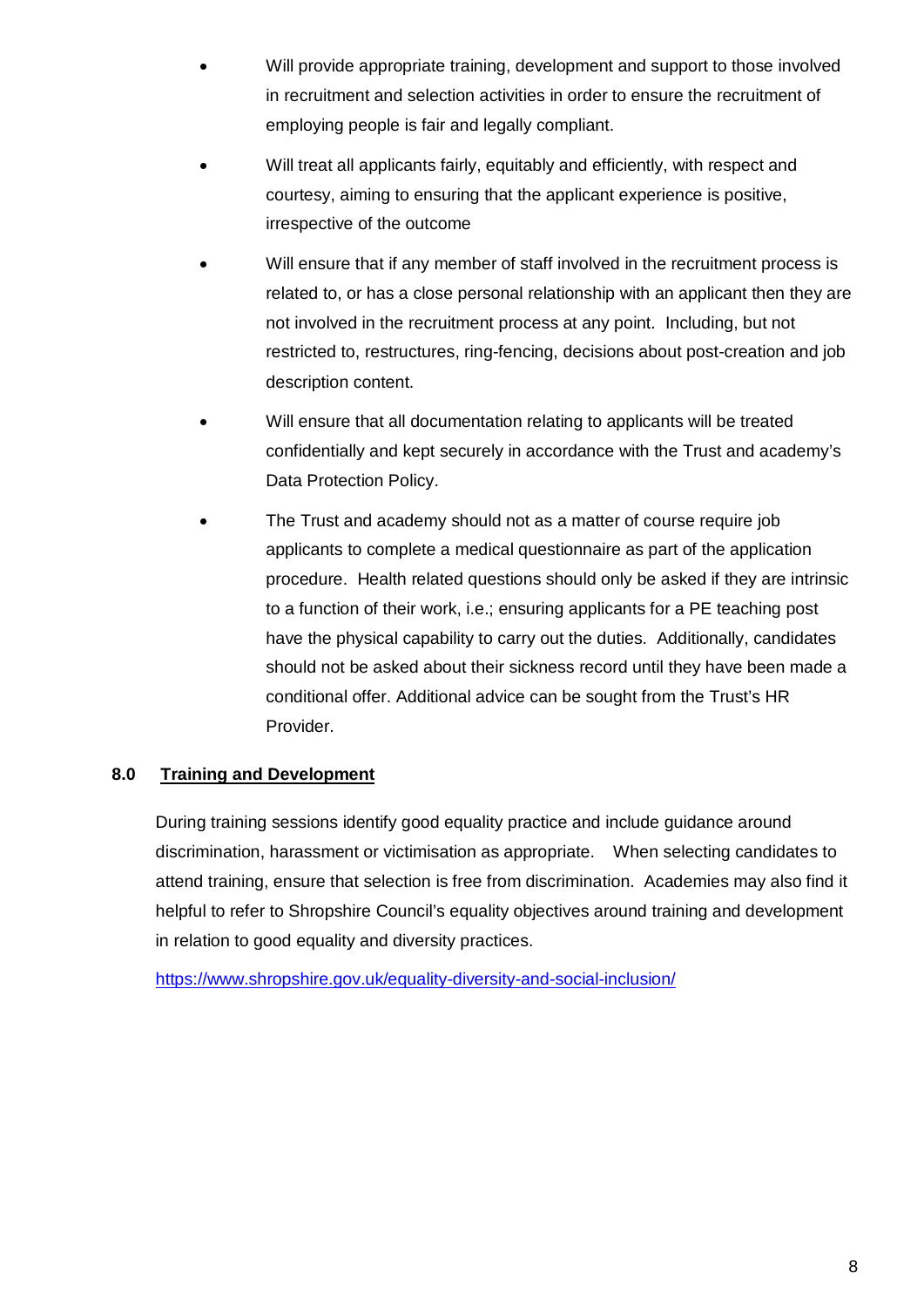- Will provide appropriate training, development and support to those involved in recruitment and selection activities in order to ensure the recruitment of employing people is fair and legally compliant.
- Will treat all applicants fairly, equitably and efficiently, with respect and courtesy, aiming to ensuring that the applicant experience is positive, irrespective of the outcome
- Will ensure that if any member of staff involved in the recruitment process is related to, or has a close personal relationship with an applicant then they are not involved in the recruitment process at any point. Including, but not restricted to, restructures, ring-fencing, decisions about post-creation and job description content.
- Will ensure that all documentation relating to applicants will be treated confidentially and kept securely in accordance with the Trust and academy's Data Protection Policy.
- The Trust and academy should not as a matter of course require job applicants to complete a medical questionnaire as part of the application procedure. Health related questions should only be asked if they are intrinsic to a function of their work, i.e.; ensuring applicants for a PE teaching post have the physical capability to carry out the duties. Additionally, candidates should not be asked about their sickness record until they have been made a conditional offer. Additional advice can be sought from the Trust's HR Provider.

## 8.0 Training and Development

During training sessions identify good equality practice and include guidance around discrimination, harassment or victimisation as appropriate. When selecting candidates to attend training, ensure that selection is free from discrimination. Academies may also find it helpful to refer to Shropshire Council's equality objectives around training and development in relation to good equality and diversity practices.

https://www.shropshire.gov.uk/equality-diversity-and-social-inclusion/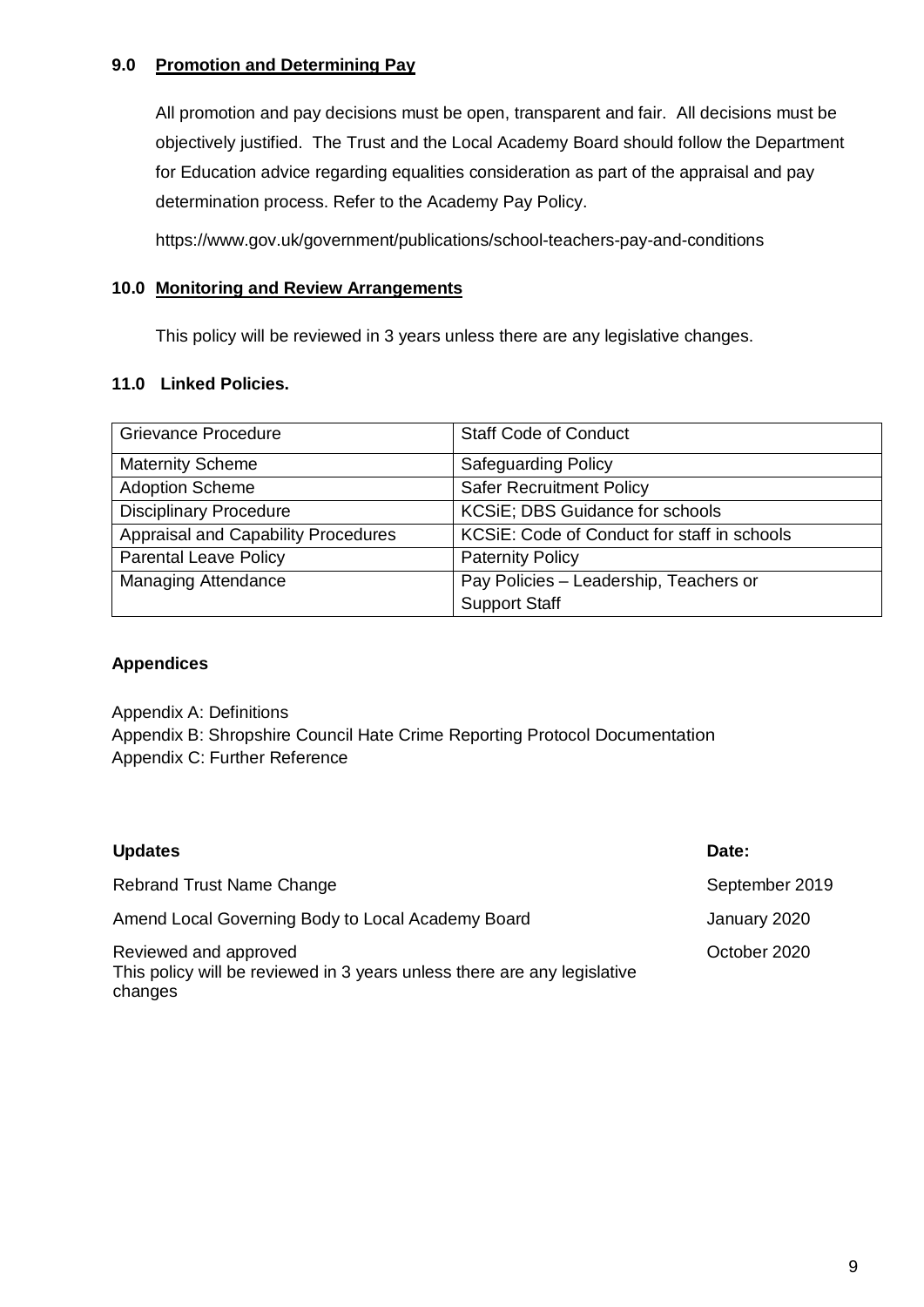## 9.0 Promotion and Determining Pay

All promotion and pay decisions must be open, transparent and fair. All decisions must be objectively justified. The Trust and the Local Academy Board should follow the Department for Education advice regarding equalities consideration as part of the appraisal and pay determination process. Refer to the Academy Pay Policy.

https://www.gov.uk/government/publications/school-teachers-pay-and-conditions

## 10.0 Monitoring and Review Arrangements

This policy will be reviewed in 3 years unless there are any legislative changes.

## 11.0 Linked Policies.

| Grievance Procedure | Staff Code of Conduct |
|---|---|
| Maternity Scheme | Safeguarding Policy |
| Adoption Scheme | Safer Recruitment Policy |
| Disciplinary Procedure | KCSiE; DBS Guidance for schools |
| Appraisal and Capability Procedures | KCSiE: Code of Conduct for staff in schools |
| Parental Leave Policy | Paternity Policy |
| Managing Attendance | Pay Policies – Leadership, Teachers or Support Staff |

**Appendices**

Appendix A: Definitions
Appendix B: Shropshire Council Hate Crime Reporting Protocol Documentation
Appendix C: Further Reference

| Updates | Date: |
|---|---|
| Rebrand Trust Name Change | September 2019 |
| Amend Local Governing Body to Local Academy Board | January 2020 |
| Reviewed and approved<br>This policy will be reviewed in 3 years unless there are any legislative changes | October 2020 |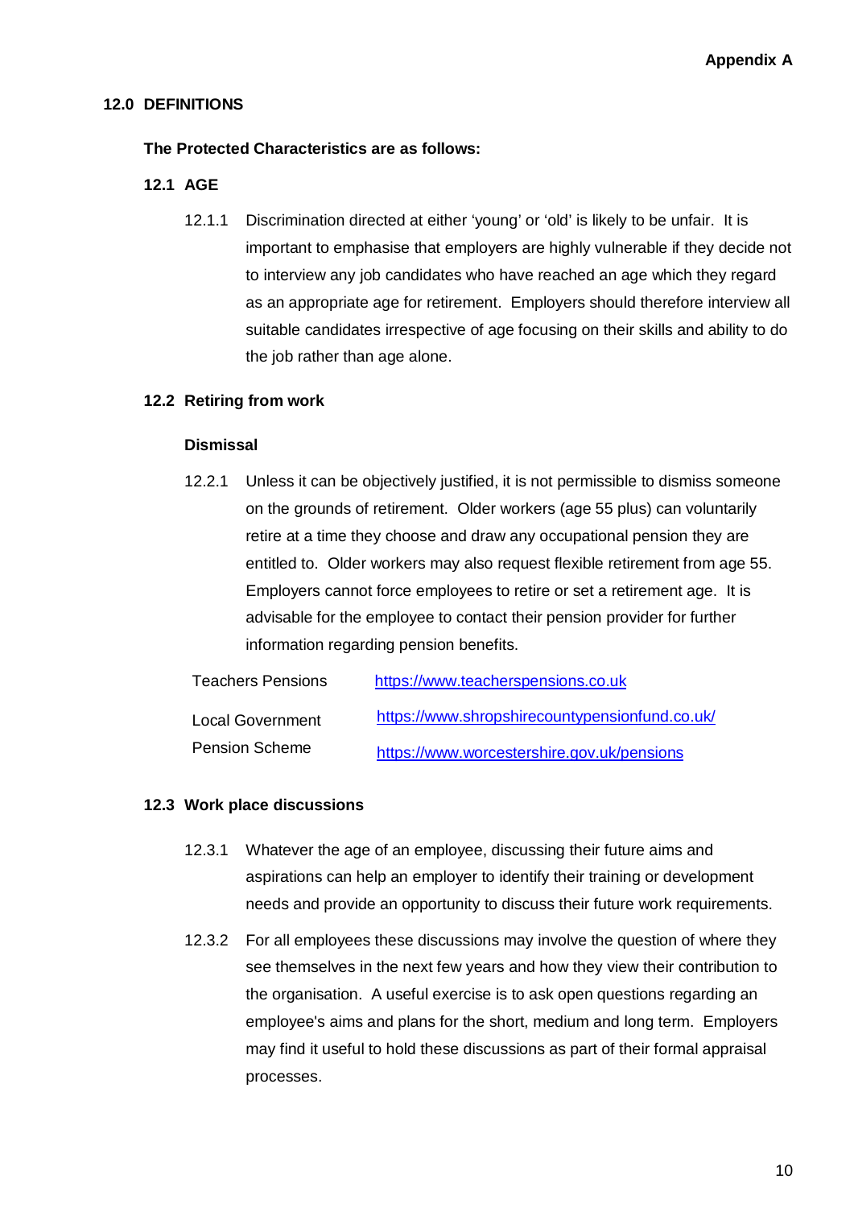Appendix A

## 12.0 DEFINITIONS

**The Protected Characteristics are as follows:**

### 12.1 AGE

12.1.1 Discrimination directed at either 'young' or 'old' is likely to be unfair. It is important to emphasise that employers are highly vulnerable if they decide not to interview any job candidates who have reached an age which they regard as an appropriate age for retirement. Employers should therefore interview all suitable candidates irrespective of age focusing on their skills and ability to do the job rather than age alone.

### 12.2 Retiring from work

**Dismissal**

12.2.1 Unless it can be objectively justified, it is not permissible to dismiss someone on the grounds of retirement. Older workers (age 55 plus) can voluntarily retire at a time they choose and draw any occupational pension they are entitled to. Older workers may also request flexible retirement from age 55. Employers cannot force employees to retire or set a retirement age. It is advisable for the employee to contact their pension provider for further information regarding pension benefits.

| | |
|---|---|
| Teachers Pensions | https://www.teacherspensions.co.uk |
| Local Government Pension Scheme | https://www.shropshirecountypensionfund.co.uk/<br>https://www.worcestershire.gov.uk/pensions |

### 12.3 Work place discussions

12.3.1 Whatever the age of an employee, discussing their future aims and aspirations can help an employer to identify their training or development needs and provide an opportunity to discuss their future work requirements.

12.3.2 For all employees these discussions may involve the question of where they see themselves in the next few years and how they view their contribution to the organisation. A useful exercise is to ask open questions regarding an employee's aims and plans for the short, medium and long term. Employers may find it useful to hold these discussions as part of their formal appraisal processes.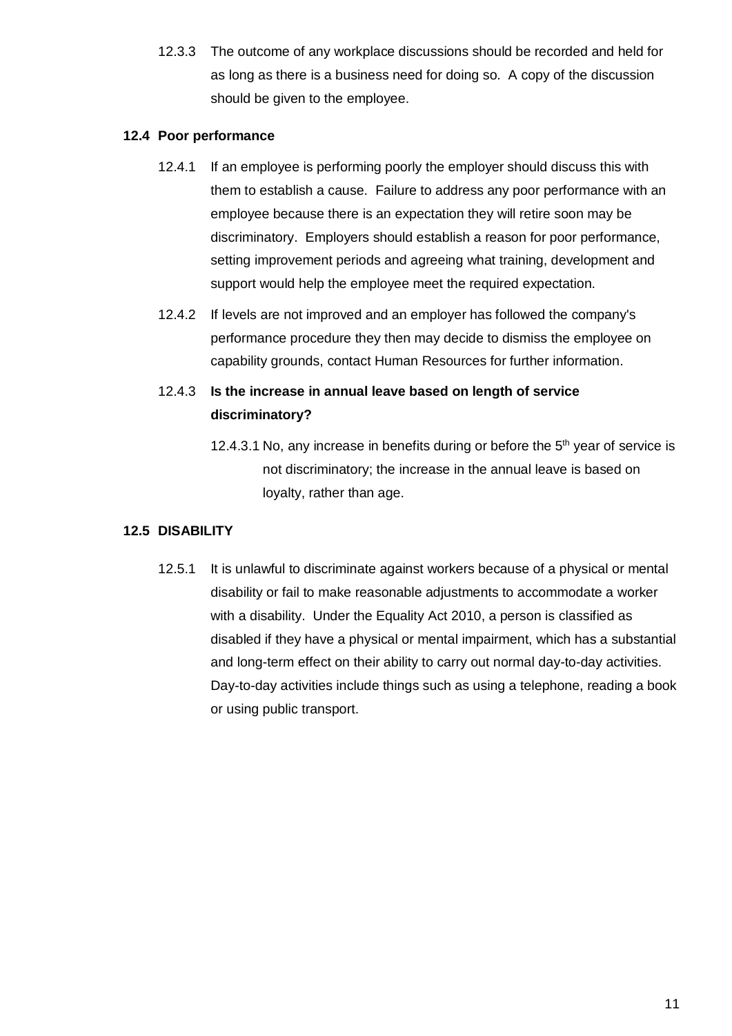12.3.3 The outcome of any workplace discussions should be recorded and held for as long as there is a business need for doing so. A copy of the discussion should be given to the employee.

### 12.4 Poor performance

12.4.1 If an employee is performing poorly the employer should discuss this with them to establish a cause. Failure to address any poor performance with an employee because there is an expectation they will retire soon may be discriminatory. Employers should establish a reason for poor performance, setting improvement periods and agreeing what training, development and support would help the employee meet the required expectation.

12.4.2 If levels are not improved and an employer has followed the company's performance procedure they then may decide to dismiss the employee on capability grounds, contact Human Resources for further information.

12.4.3 **Is the increase in annual leave based on length of service discriminatory?**

12.4.3.1 No, any increase in benefits during or before the 5th year of service is not discriminatory; the increase in the annual leave is based on loyalty, rather than age.

### 12.5 DISABILITY

12.5.1 It is unlawful to discriminate against workers because of a physical or mental disability or fail to make reasonable adjustments to accommodate a worker with a disability. Under the Equality Act 2010, a person is classified as disabled if they have a physical or mental impairment, which has a substantial and long-term effect on their ability to carry out normal day-to-day activities. Day-to-day activities include things such as using a telephone, reading a book or using public transport.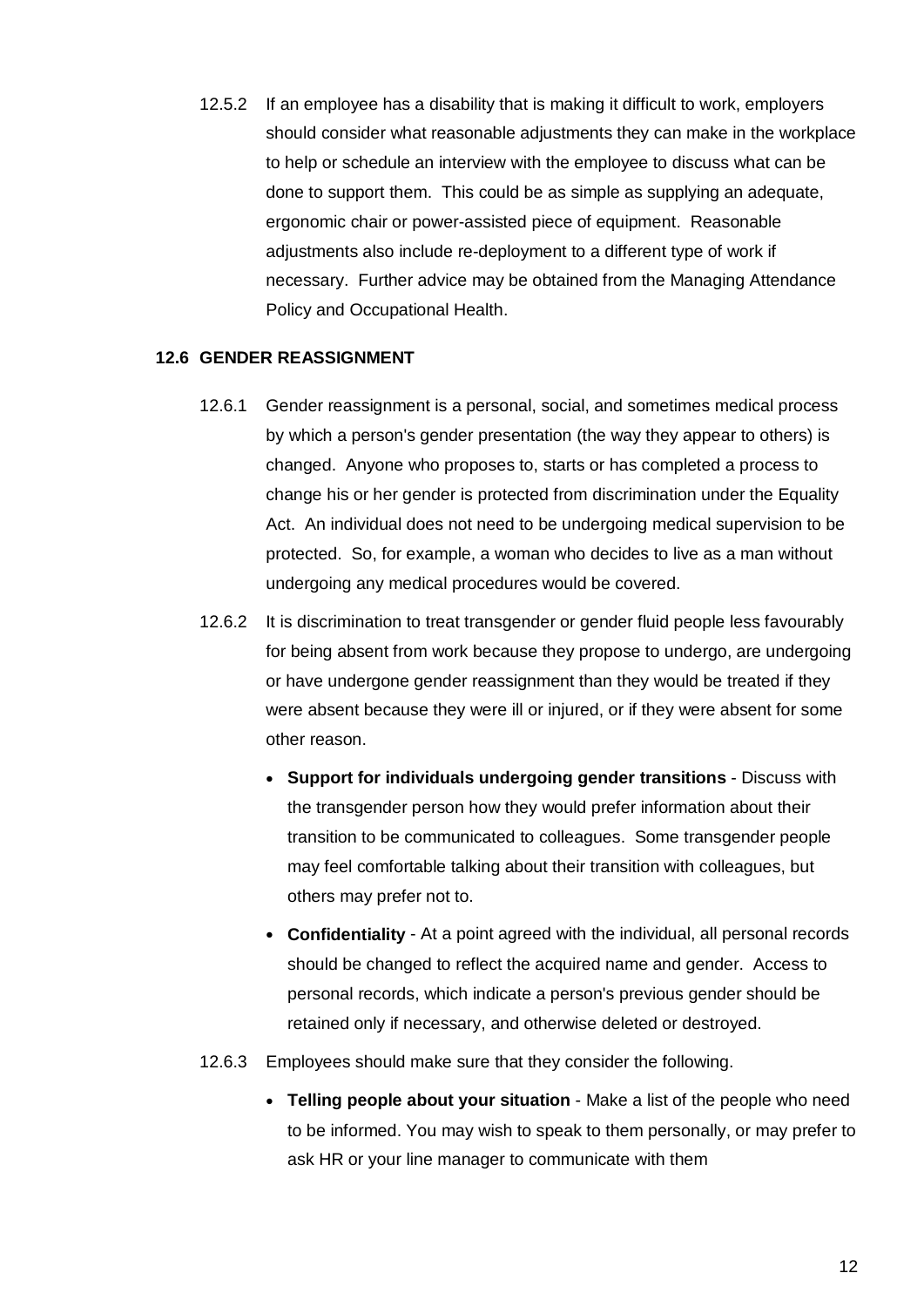12.5.2 If an employee has a disability that is making it difficult to work, employers should consider what reasonable adjustments they can make in the workplace to help or schedule an interview with the employee to discuss what can be done to support them. This could be as simple as supplying an adequate, ergonomic chair or power-assisted piece of equipment. Reasonable adjustments also include re-deployment to a different type of work if necessary. Further advice may be obtained from the Managing Attendance Policy and Occupational Health.

### 12.6 GENDER REASSIGNMENT

12.6.1 Gender reassignment is a personal, social, and sometimes medical process by which a person's gender presentation (the way they appear to others) is changed. Anyone who proposes to, starts or has completed a process to change his or her gender is protected from discrimination under the Equality Act. An individual does not need to be undergoing medical supervision to be protected. So, for example, a woman who decides to live as a man without undergoing any medical procedures would be covered.

12.6.2 It is discrimination to treat transgender or gender fluid people less favourably for being absent from work because they propose to undergo, are undergoing or have undergone gender reassignment than they would be treated if they were absent because they were ill or injured, or if they were absent for some other reason.

- **Support for individuals undergoing gender transitions** - Discuss with the transgender person how they would prefer information about their transition to be communicated to colleagues. Some transgender people may feel comfortable talking about their transition with colleagues, but others may prefer not to.
- **Confidentiality** - At a point agreed with the individual, all personal records should be changed to reflect the acquired name and gender. Access to personal records, which indicate a person's previous gender should be retained only if necessary, and otherwise deleted or destroyed.

12.6.3 Employees should make sure that they consider the following.

- **Telling people about your situation** - Make a list of the people who need to be informed. You may wish to speak to them personally, or may prefer to ask HR or your line manager to communicate with them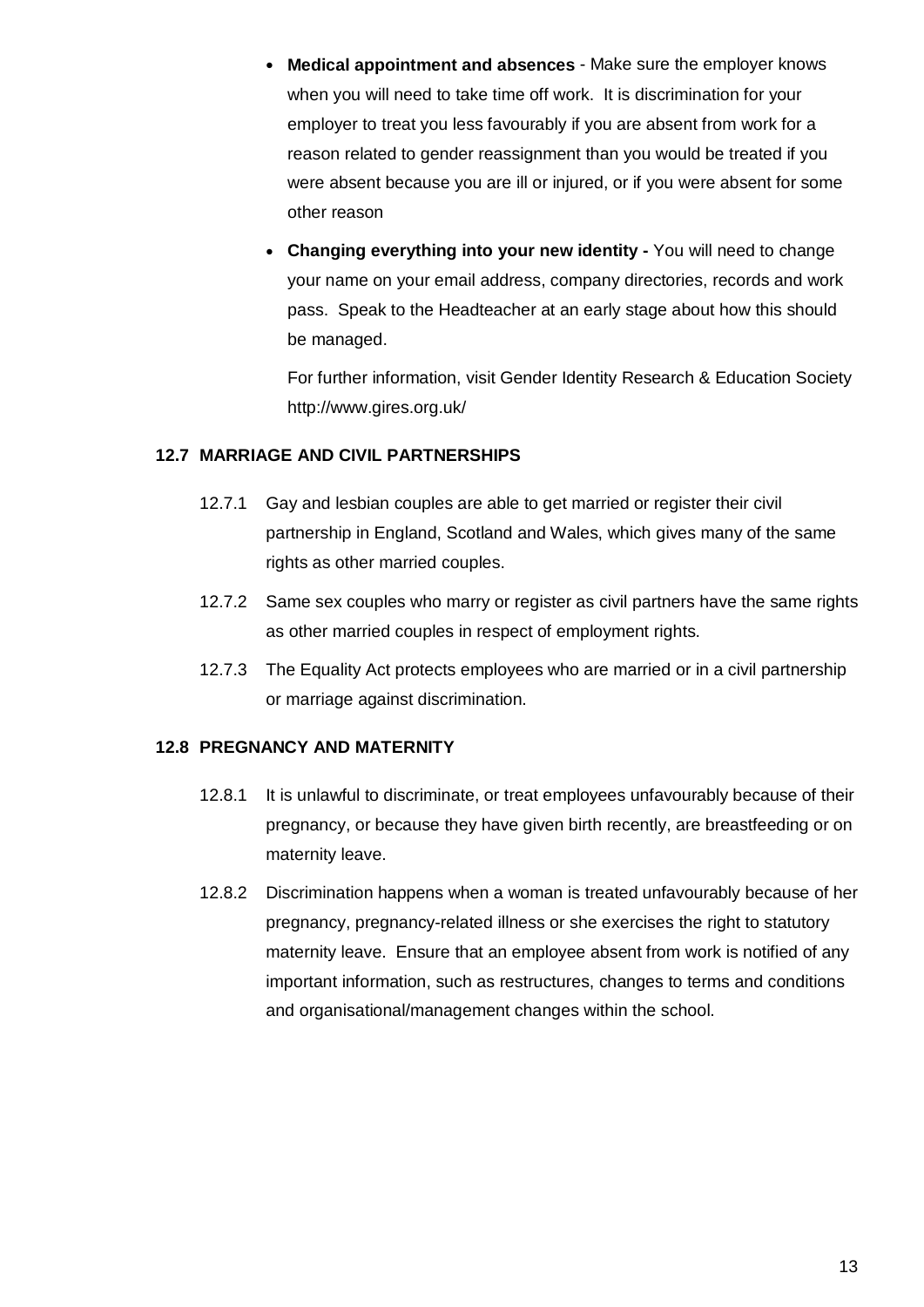- **Medical appointment and absences** - Make sure the employer knows when you will need to take time off work. It is discrimination for your employer to treat you less favourably if you are absent from work for a reason related to gender reassignment than you would be treated if you were absent because you are ill or injured, or if you were absent for some other reason

- **Changing everything into your new identity -** You will need to change your name on your email address, company directories, records and work pass. Speak to the Headteacher at an early stage about how this should be managed.

  For further information, visit Gender Identity Research & Education Society http://www.gires.org.uk/

### 12.7 MARRIAGE AND CIVIL PARTNERSHIPS

12.7.1 Gay and lesbian couples are able to get married or register their civil partnership in England, Scotland and Wales, which gives many of the same rights as other married couples.

12.7.2 Same sex couples who marry or register as civil partners have the same rights as other married couples in respect of employment rights.

12.7.3 The Equality Act protects employees who are married or in a civil partnership or marriage against discrimination.

### 12.8 PREGNANCY AND MATERNITY

12.8.1 It is unlawful to discriminate, or treat employees unfavourably because of their pregnancy, or because they have given birth recently, are breastfeeding or on maternity leave.

12.8.2 Discrimination happens when a woman is treated unfavourably because of her pregnancy, pregnancy-related illness or she exercises the right to statutory maternity leave. Ensure that an employee absent from work is notified of any important information, such as restructures, changes to terms and conditions and organisational/management changes within the school.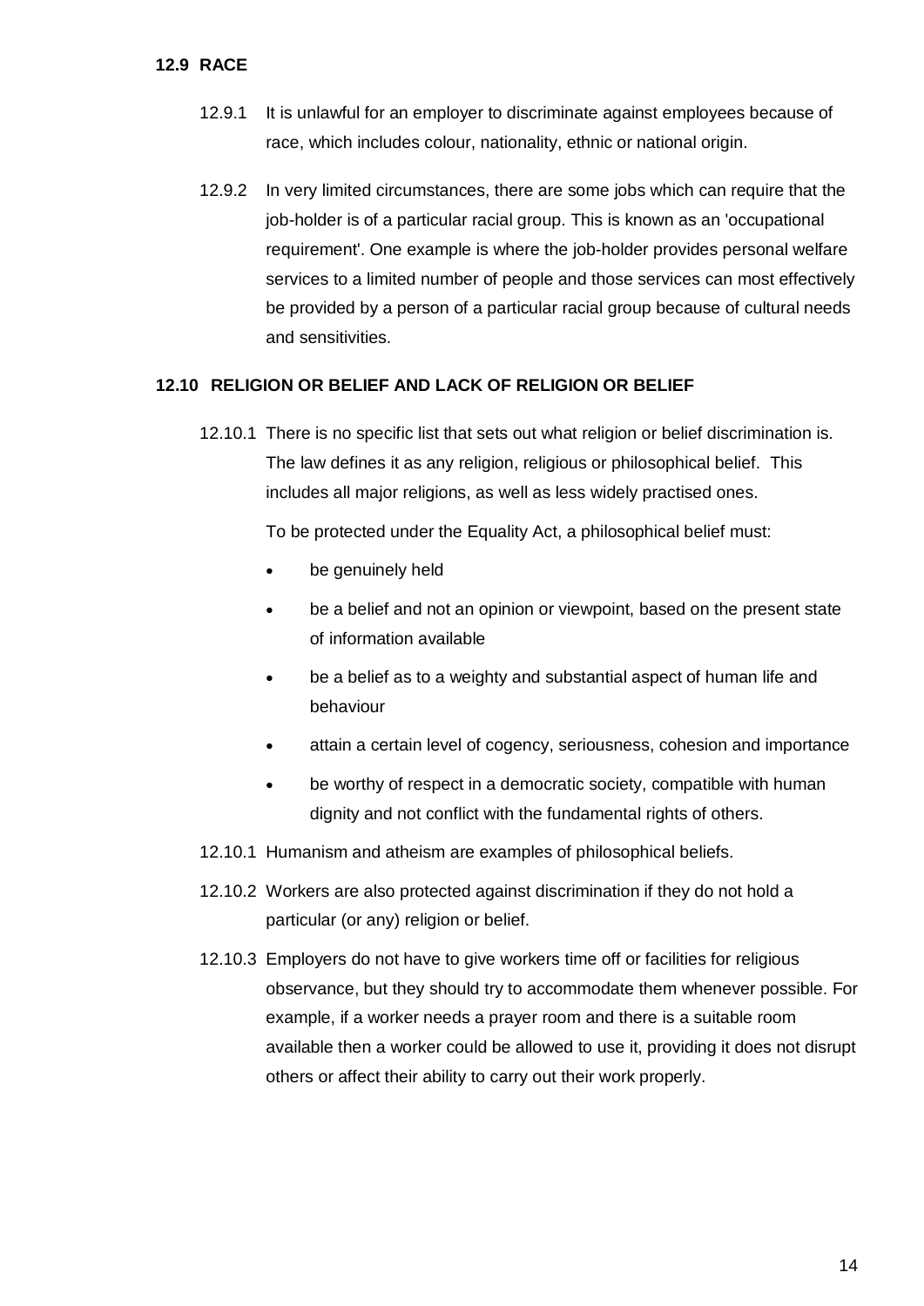### 12.9 RACE

12.9.1 It is unlawful for an employer to discriminate against employees because of race, which includes colour, nationality, ethnic or national origin.

12.9.2 In very limited circumstances, there are some jobs which can require that the job-holder is of a particular racial group. This is known as an 'occupational requirement'. One example is where the job-holder provides personal welfare services to a limited number of people and those services can most effectively be provided by a person of a particular racial group because of cultural needs and sensitivities.

### 12.10 RELIGION OR BELIEF AND LACK OF RELIGION OR BELIEF

12.10.1 There is no specific list that sets out what religion or belief discrimination is. The law defines it as any religion, religious or philosophical belief. This includes all major religions, as well as less widely practised ones.

To be protected under the Equality Act, a philosophical belief must:

- be genuinely held
- be a belief and not an opinion or viewpoint, based on the present state of information available
- be a belief as to a weighty and substantial aspect of human life and behaviour
- attain a certain level of cogency, seriousness, cohesion and importance
- be worthy of respect in a democratic society, compatible with human dignity and not conflict with the fundamental rights of others.

12.10.1 Humanism and atheism are examples of philosophical beliefs.

12.10.2 Workers are also protected against discrimination if they do not hold a particular (or any) religion or belief.

12.10.3 Employers do not have to give workers time off or facilities for religious observance, but they should try to accommodate them whenever possible. For example, if a worker needs a prayer room and there is a suitable room available then a worker could be allowed to use it, providing it does not disrupt others or affect their ability to carry out their work properly.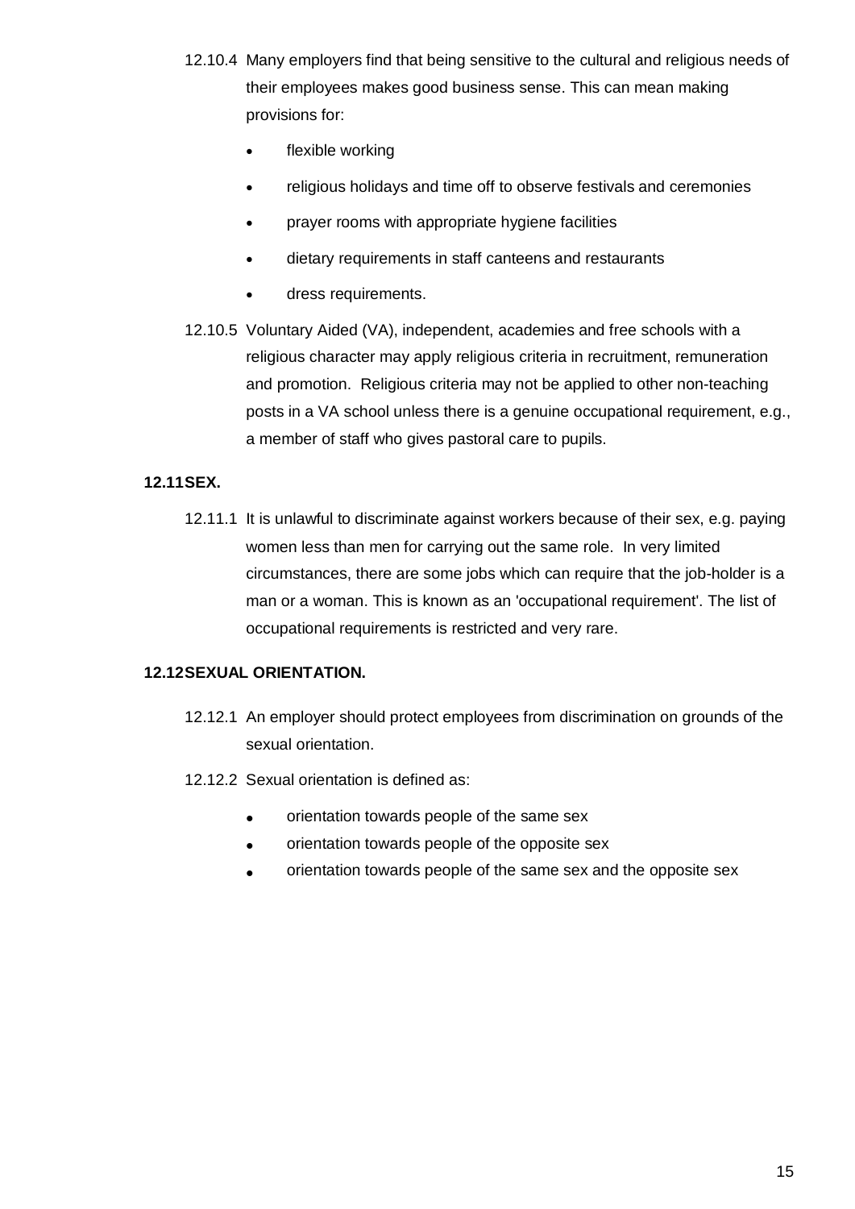12.10.4 Many employers find that being sensitive to the cultural and religious needs of their employees makes good business sense. This can mean making provisions for:

- flexible working
- religious holidays and time off to observe festivals and ceremonies
- prayer rooms with appropriate hygiene facilities
- dietary requirements in staff canteens and restaurants
- dress requirements.

12.10.5 Voluntary Aided (VA), independent, academies and free schools with a religious character may apply religious criteria in recruitment, remuneration and promotion. Religious criteria may not be applied to other non-teaching posts in a VA school unless there is a genuine occupational requirement, e.g., a member of staff who gives pastoral care to pupils.

**12.11 SEX.**

12.11.1 It is unlawful to discriminate against workers because of their sex, e.g. paying women less than men for carrying out the same role. In very limited circumstances, there are some jobs which can require that the job-holder is a man or a woman. This is known as an 'occupational requirement'. The list of occupational requirements is restricted and very rare.

**12.12 SEXUAL ORIENTATION.**

12.12.1 An employer should protect employees from discrimination on grounds of the sexual orientation.

12.12.2 Sexual orientation is defined as:

- orientation towards people of the same sex
- orientation towards people of the opposite sex
- orientation towards people of the same sex and the opposite sex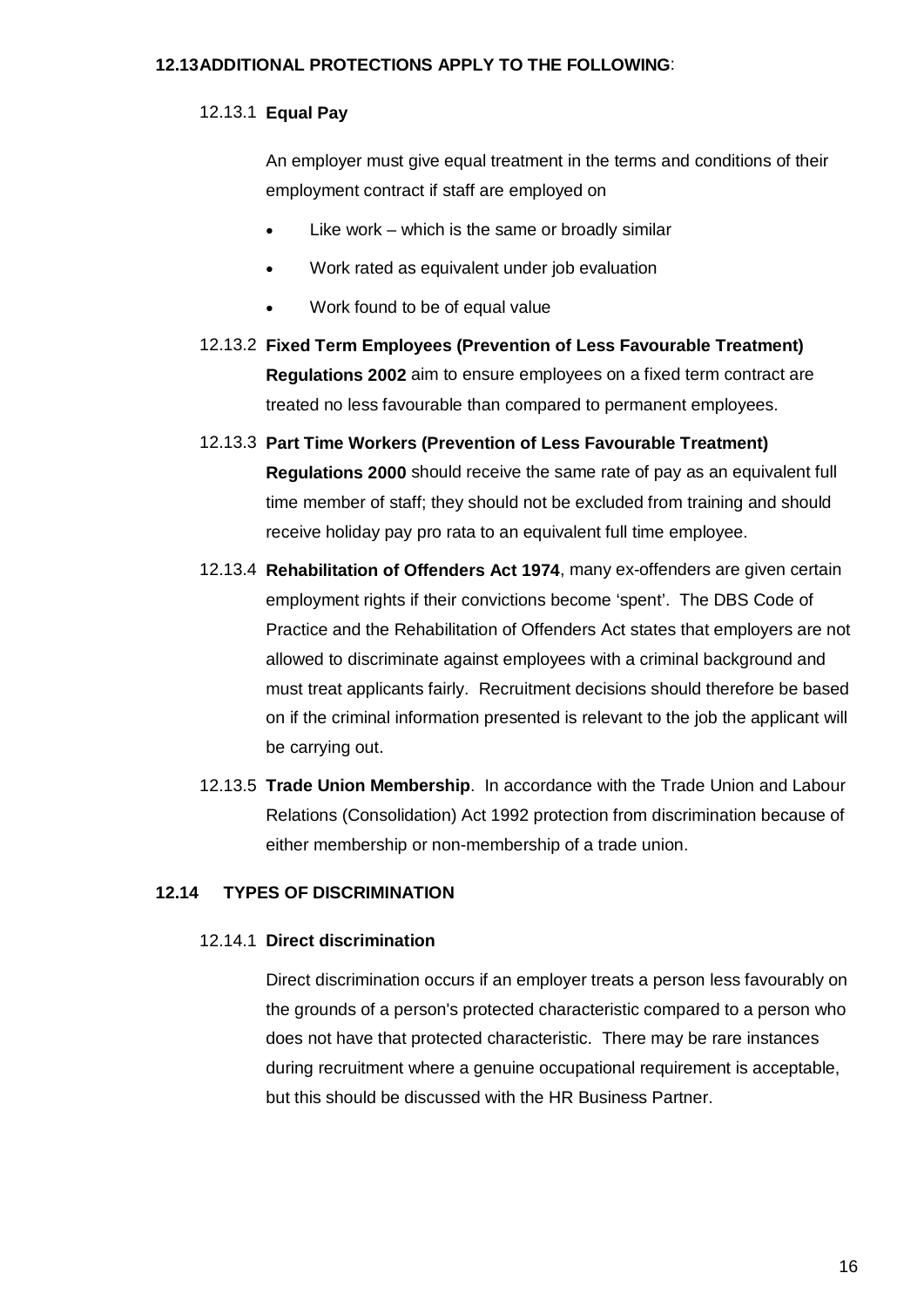**12.13 ADDITIONAL PROTECTIONS APPLY TO THE FOLLOWING**:

12.13.1 **Equal Pay**

An employer must give equal treatment in the terms and conditions of their employment contract if staff are employed on

- Like work – which is the same or broadly similar
- Work rated as equivalent under job evaluation
- Work found to be of equal value

12.13.2 **Fixed Term Employees (Prevention of Less Favourable Treatment) Regulations 2002** aim to ensure employees on a fixed term contract are treated no less favourable than compared to permanent employees.

12.13.3 **Part Time Workers (Prevention of Less Favourable Treatment) Regulations 2000** should receive the same rate of pay as an equivalent full time member of staff; they should not be excluded from training and should receive holiday pay pro rata to an equivalent full time employee.

12.13.4 **Rehabilitation of Offenders Act 1974**, many ex-offenders are given certain employment rights if their convictions become 'spent'. The DBS Code of Practice and the Rehabilitation of Offenders Act states that employers are not allowed to discriminate against employees with a criminal background and must treat applicants fairly. Recruitment decisions should therefore be based on if the criminal information presented is relevant to the job the applicant will be carrying out.

12.13.5 **Trade Union Membership**. In accordance with the Trade Union and Labour Relations (Consolidation) Act 1992 protection from discrimination because of either membership or non-membership of a trade union.

**12.14 TYPES OF DISCRIMINATION**

12.14.1 **Direct discrimination**

Direct discrimination occurs if an employer treats a person less favourably on the grounds of a person's protected characteristic compared to a person who does not have that protected characteristic. There may be rare instances during recruitment where a genuine occupational requirement is acceptable, but this should be discussed with the HR Business Partner.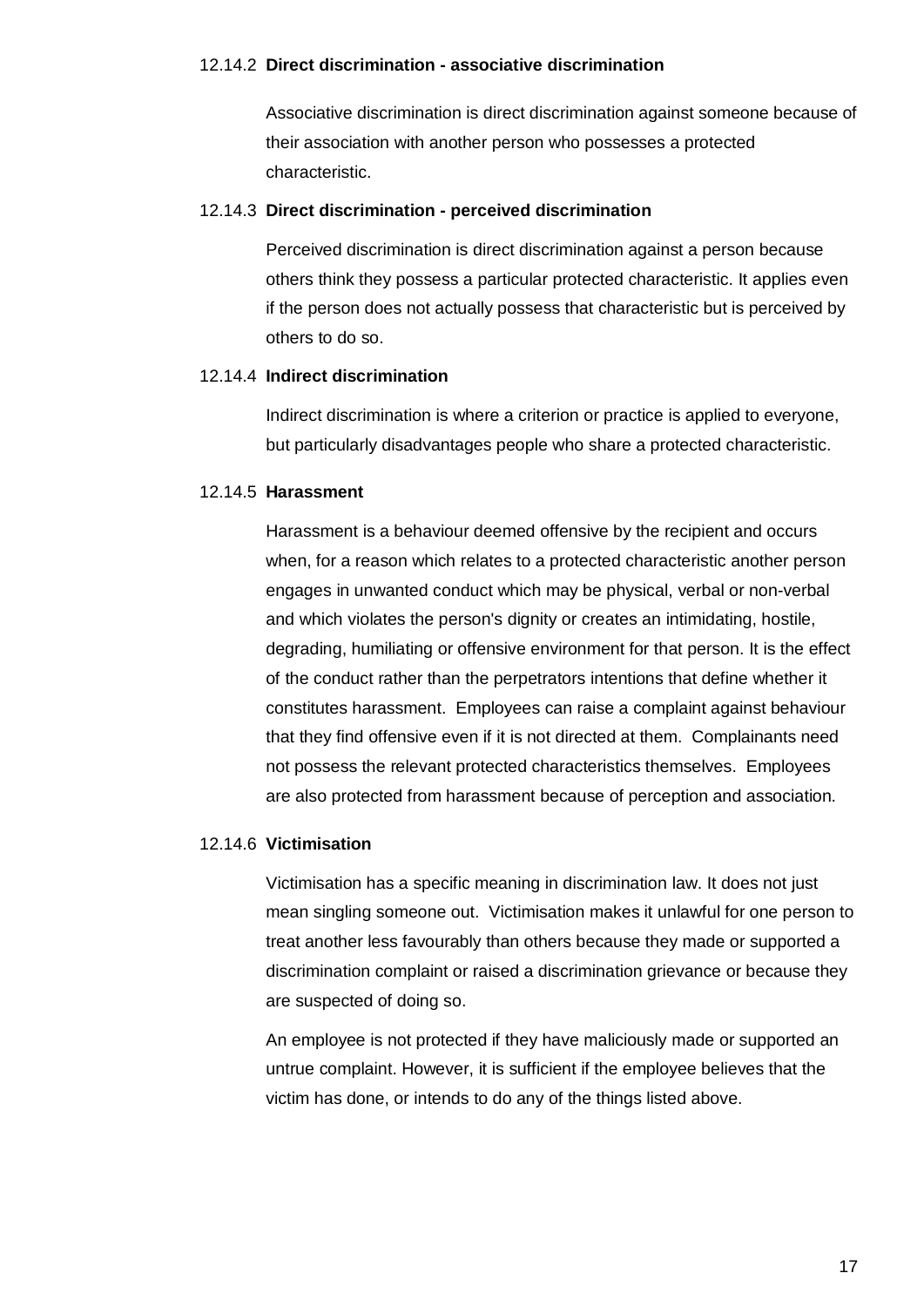#### 12.14.2 Direct discrimination - associative discrimination

Associative discrimination is direct discrimination against someone because of their association with another person who possesses a protected characteristic.

#### 12.14.3 Direct discrimination - perceived discrimination

Perceived discrimination is direct discrimination against a person because others think they possess a particular protected characteristic. It applies even if the person does not actually possess that characteristic but is perceived by others to do so.

#### 12.14.4 Indirect discrimination

Indirect discrimination is where a criterion or practice is applied to everyone, but particularly disadvantages people who share a protected characteristic.

#### 12.14.5 Harassment

Harassment is a behaviour deemed offensive by the recipient and occurs when, for a reason which relates to a protected characteristic another person engages in unwanted conduct which may be physical, verbal or non-verbal and which violates the person's dignity or creates an intimidating, hostile, degrading, humiliating or offensive environment for that person. It is the effect of the conduct rather than the perpetrators intentions that define whether it constitutes harassment. Employees can raise a complaint against behaviour that they find offensive even if it is not directed at them. Complainants need not possess the relevant protected characteristics themselves. Employees are also protected from harassment because of perception and association.

#### 12.14.6 Victimisation

Victimisation has a specific meaning in discrimination law. It does not just mean singling someone out. Victimisation makes it unlawful for one person to treat another less favourably than others because they made or supported a discrimination complaint or raised a discrimination grievance or because they are suspected of doing so.

An employee is not protected if they have maliciously made or supported an untrue complaint. However, it is sufficient if the employee believes that the victim has done, or intends to do any of the things listed above.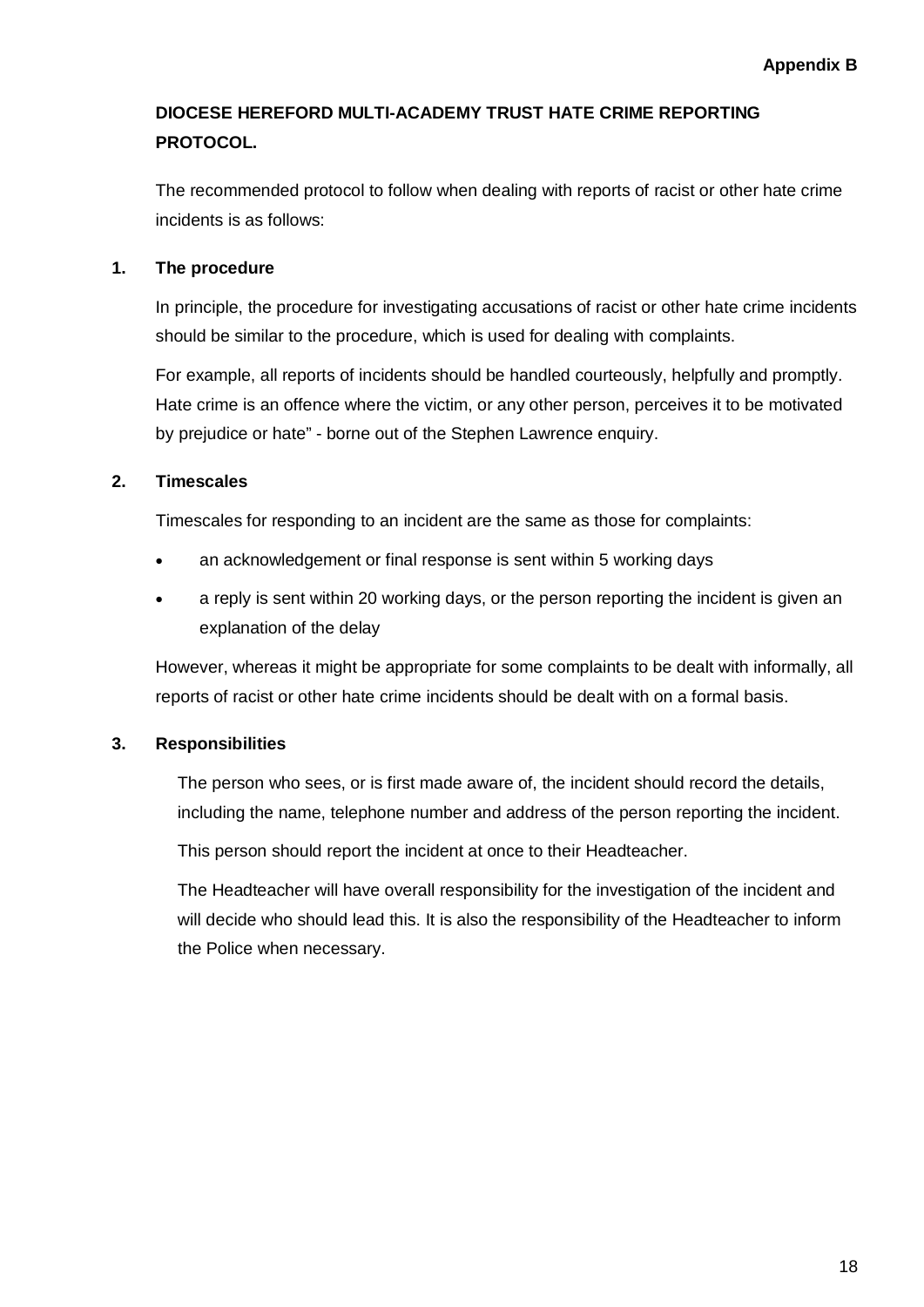**Appendix B**

## DIOCESE HEREFORD MULTI-ACADEMY TRUST HATE CRIME REPORTING PROTOCOL.

The recommended protocol to follow when dealing with reports of racist or other hate crime incidents is as follows:

### 1. The procedure

In principle, the procedure for investigating accusations of racist or other hate crime incidents should be similar to the procedure, which is used for dealing with complaints.

For example, all reports of incidents should be handled courteously, helpfully and promptly. Hate crime is an offence where the victim, or any other person, perceives it to be motivated by prejudice or hate" - borne out of the Stephen Lawrence enquiry.

### 2. Timescales

Timescales for responding to an incident are the same as those for complaints:

- an acknowledgement or final response is sent within 5 working days
- a reply is sent within 20 working days, or the person reporting the incident is given an explanation of the delay

However, whereas it might be appropriate for some complaints to be dealt with informally, all reports of racist or other hate crime incidents should be dealt with on a formal basis.

### 3. Responsibilities

The person who sees, or is first made aware of, the incident should record the details, including the name, telephone number and address of the person reporting the incident.

This person should report the incident at once to their Headteacher.

The Headteacher will have overall responsibility for the investigation of the incident and will decide who should lead this. It is also the responsibility of the Headteacher to inform the Police when necessary.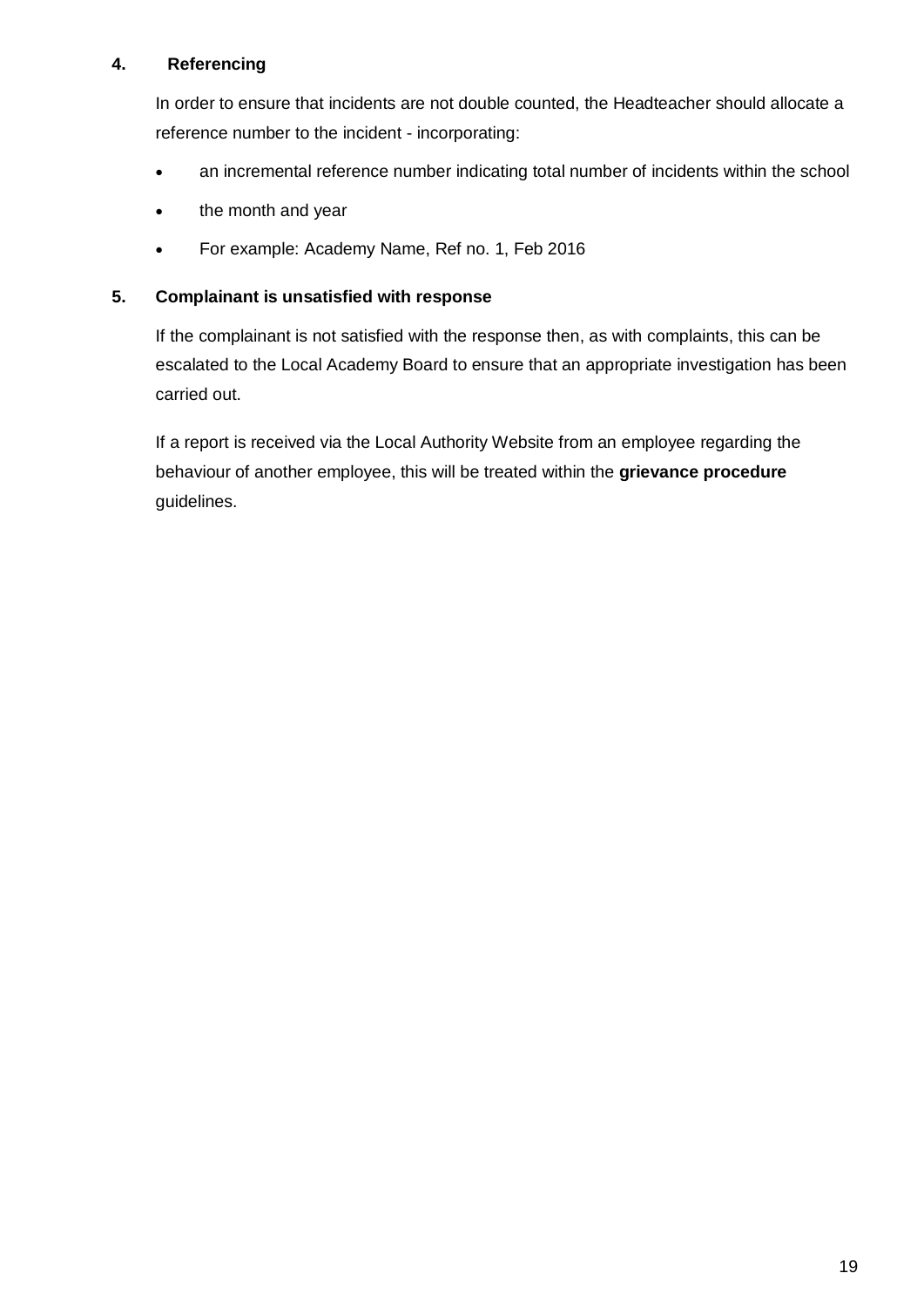**4. Referencing**

In order to ensure that incidents are not double counted, the Headteacher should allocate a reference number to the incident - incorporating:

- an incremental reference number indicating total number of incidents within the school
- the month and year
- For example: Academy Name, Ref no. 1, Feb 2016

**5. Complainant is unsatisfied with response**

If the complainant is not satisfied with the response then, as with complaints, this can be escalated to the Local Academy Board to ensure that an appropriate investigation has been carried out.

If a report is received via the Local Authority Website from an employee regarding the behaviour of another employee, this will be treated within the **grievance procedure** guidelines.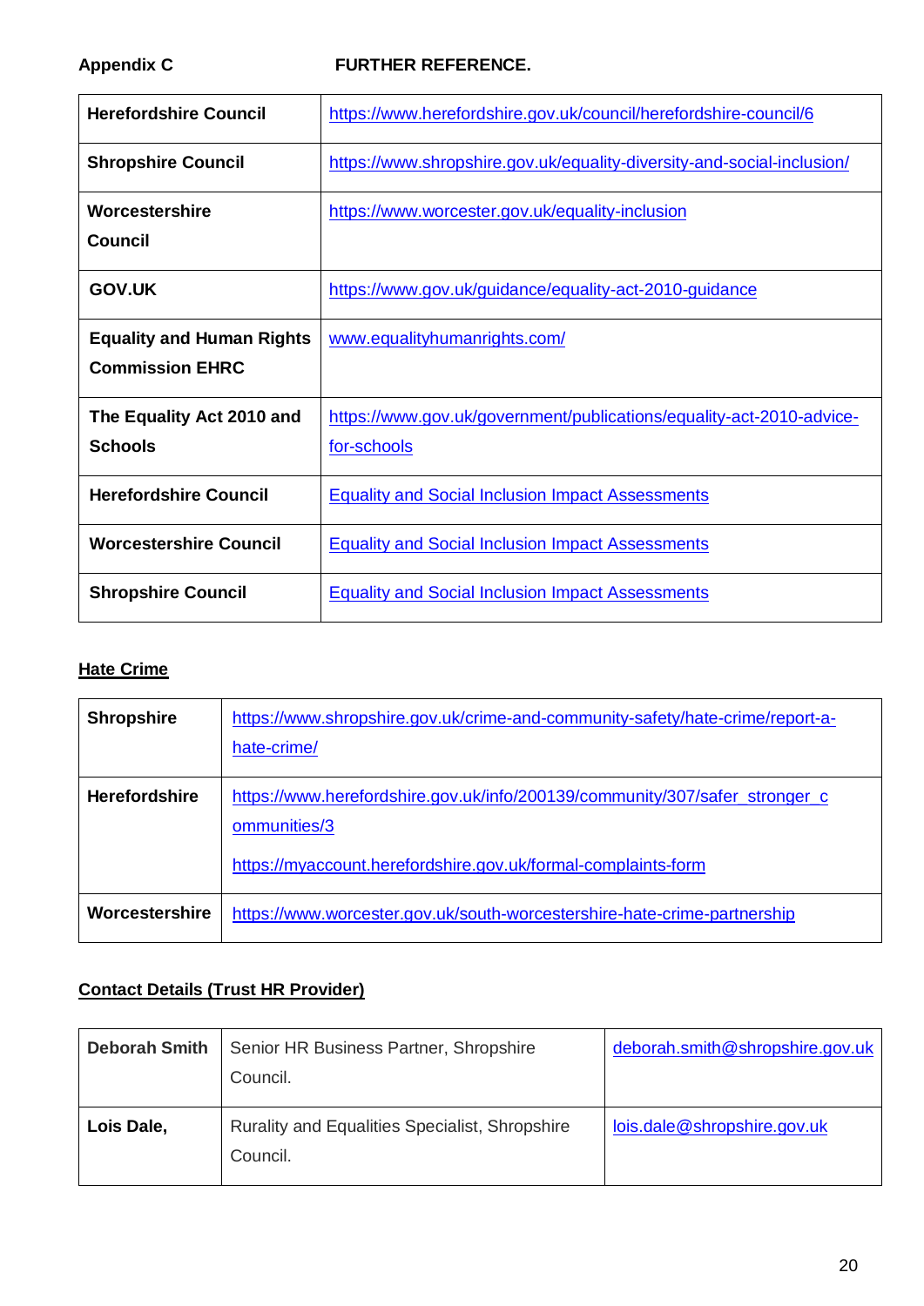**Appendix C** **FURTHER REFERENCE.**

| | |
|---|---|
| **Herefordshire Council** | https://www.herefordshire.gov.uk/council/herefordshire-council/6 |
| **Shropshire Council** | https://www.shropshire.gov.uk/equality-diversity-and-social-inclusion/ |
| **Worcestershire Council** | https://www.worcester.gov.uk/equality-inclusion |
| **GOV.UK** | https://www.gov.uk/guidance/equality-act-2010-guidance |
| **Equality and Human Rights Commission EHRC** | www.equalityhumanrights.com/ |
| **The Equality Act 2010 and Schools** | https://www.gov.uk/government/publications/equality-act-2010-advice-for-schools |
| **Herefordshire Council** | Equality and Social Inclusion Impact Assessments |
| **Worcestershire Council** | Equality and Social Inclusion Impact Assessments |
| **Shropshire Council** | Equality and Social Inclusion Impact Assessments |

## Hate Crime

| | |
|---|---|
| **Shropshire** | https://www.shropshire.gov.uk/crime-and-community-safety/hate-crime/report-a-hate-crime/ |
| **Herefordshire** | https://www.herefordshire.gov.uk/info/200139/community/307/safer_stronger_communities/3 <br> https://myaccount.herefordshire.gov.uk/formal-complaints-form |
| **Worcestershire** | https://www.worcester.gov.uk/south-worcestershire-hate-crime-partnership |

## Contact Details (Trust HR Provider)

| | | |
|---|---|---|
| **Deborah Smith** | Senior HR Business Partner, Shropshire Council. | deborah.smith@shropshire.gov.uk |
| **Lois Dale,** | Rurality and Equalities Specialist, Shropshire Council. | lois.dale@shropshire.gov.uk |